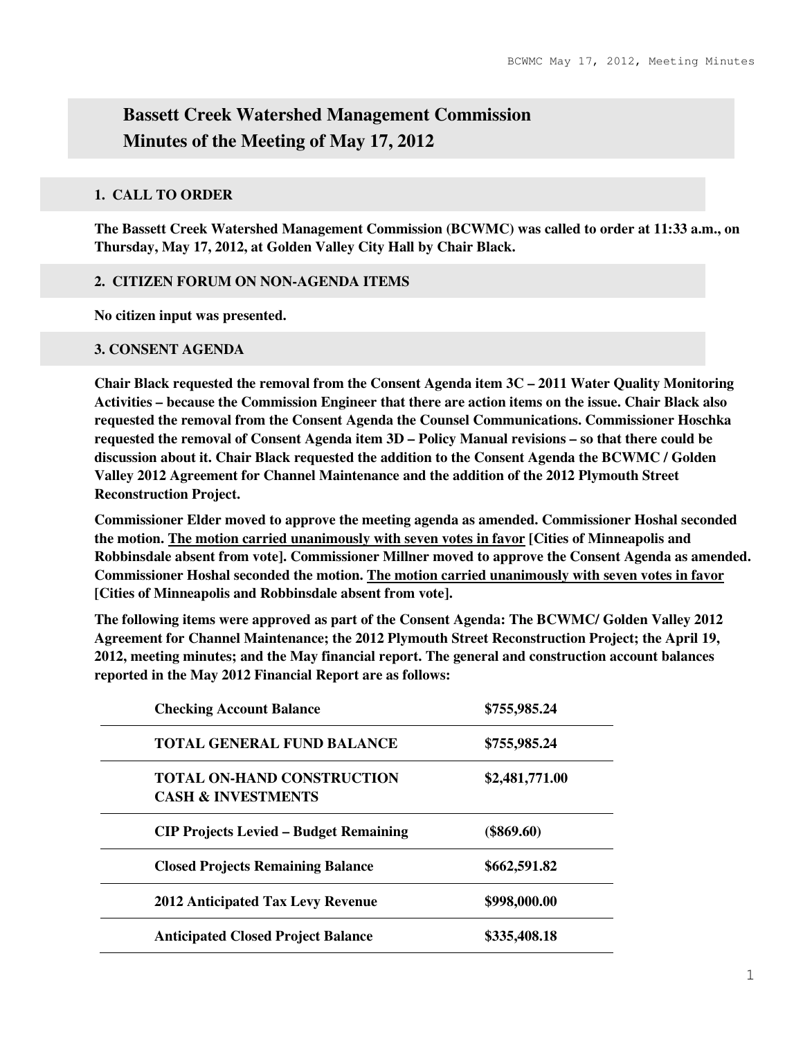# Bassett Creek Watershed Management Commission
# Minutes of the Meeting of May 17, 2012

## 1. CALL TO ORDER

**The Bassett Creek Watershed Management Commission (BCWMC) was called to order at 11:33 a.m., on Thursday, May 17, 2012, at Golden Valley City Hall by Chair Black.**

## 2. CITIZEN FORUM ON NON-AGENDA ITEMS

**No citizen input was presented.**

## 3. CONSENT AGENDA

**Chair Black requested the removal from the Consent Agenda item 3C – 2011 Water Quality Monitoring Activities – because the Commission Engineer that there are action items on the issue. Chair Black also requested the removal from the Consent Agenda the Counsel Communications. Commissioner Hoschka requested the removal of Consent Agenda item 3D – Policy Manual revisions – so that there could be discussion about it. Chair Black requested the addition to the Consent Agenda the BCWMC / Golden Valley 2012 Agreement for Channel Maintenance and the addition of the 2012 Plymouth Street Reconstruction Project.**

**Commissioner Elder moved to approve the meeting agenda as amended. Commissioner Hoshal seconded the motion. <u>The motion carried unanimously with seven votes in favor</u> [Cities of Minneapolis and Robbinsdale absent from vote]. Commissioner Millner moved to approve the Consent Agenda as amended. Commissioner Hoshal seconded the motion. <u>The motion carried unanimously with seven votes in favor</u> [Cities of Minneapolis and Robbinsdale absent from vote].**

**The following items were approved as part of the Consent Agenda: The BCWMC/ Golden Valley 2012 Agreement for Channel Maintenance; the 2012 Plymouth Street Reconstruction Project; the April 19, 2012, meeting minutes; and the May financial report. The general and construction account balances reported in the May 2012 Financial Report are as follows:**

| | |
|---|---|
| **Checking Account Balance** | **$755,985.24** |
| **TOTAL GENERAL FUND BALANCE** | **$755,985.24** |
| **TOTAL ON-HAND CONSTRUCTION CASH & INVESTMENTS** | **$2,481,771.00** |
| **CIP Projects Levied – Budget Remaining** | **($869.60)** |
| **Closed Projects Remaining Balance** | **$662,591.82** |
| **2012 Anticipated Tax Levy Revenue** | **$998,000.00** |
| **Anticipated Closed Project Balance** | **$335,408.18** |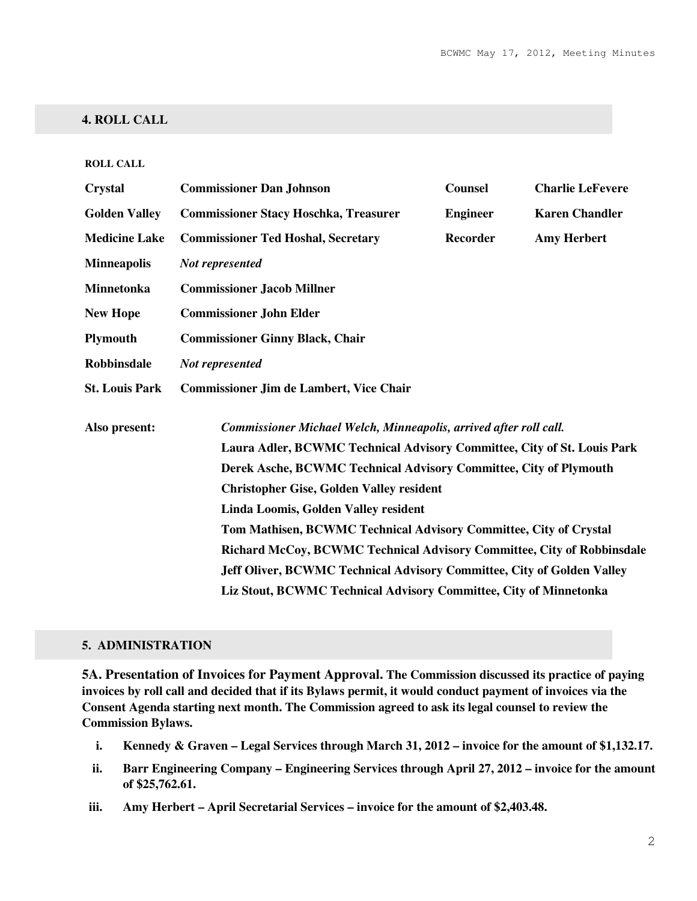## 4. ROLL CALL

**ROLL CALL**

| | | | |
|---|---|---|---|
| **Crystal** | **Commissioner Dan Johnson** | **Counsel** | **Charlie LeFevere** |
| **Golden Valley** | **Commissioner Stacy Hoschka, Treasurer** | **Engineer** | **Karen Chandler** |
| **Medicine Lake** | **Commissioner Ted Hoshal, Secretary** | **Recorder** | **Amy Herbert** |
| **Minneapolis** | ***Not represented*** | | |
| **Minnetonka** | **Commissioner Jacob Millner** | | |
| **New Hope** | **Commissioner John Elder** | | |
| **Plymouth** | **Commissioner Ginny Black, Chair** | | |
| **Robbinsdale** | ***Not represented*** | | |
| **St. Louis Park** | **Commissioner Jim de Lambert, Vice Chair** | | |

**Also present:**

***Commissioner Michael Welch, Minneapolis, arrived after roll call.***
**Laura Adler, BCWMC Technical Advisory Committee, City of St. Louis Park**
**Derek Asche, BCWMC Technical Advisory Committee, City of Plymouth**
**Christopher Gise, Golden Valley resident**
**Linda Loomis, Golden Valley resident**
**Tom Mathisen, BCWMC Technical Advisory Committee, City of Crystal**
**Richard McCoy, BCWMC Technical Advisory Committee, City of Robbinsdale**
**Jeff Oliver, BCWMC Technical Advisory Committee, City of Golden Valley**
**Liz Stout, BCWMC Technical Advisory Committee, City of Minnetonka**

## 5. ADMINISTRATION

**5A. Presentation of Invoices for Payment Approval. The Commission discussed its practice of paying invoices by roll call and decided that if its Bylaws permit, it would conduct payment of invoices via the Consent Agenda starting next month. The Commission agreed to ask its legal counsel to review the Commission Bylaws.**

i. **Kennedy & Graven – Legal Services through March 31, 2012 – invoice for the amount of $1,132.17.**
ii. **Barr Engineering Company – Engineering Services through April 27, 2012 – invoice for the amount of $25,762.61.**
iii. **Amy Herbert – April Secretarial Services – invoice for the amount of $2,403.48.**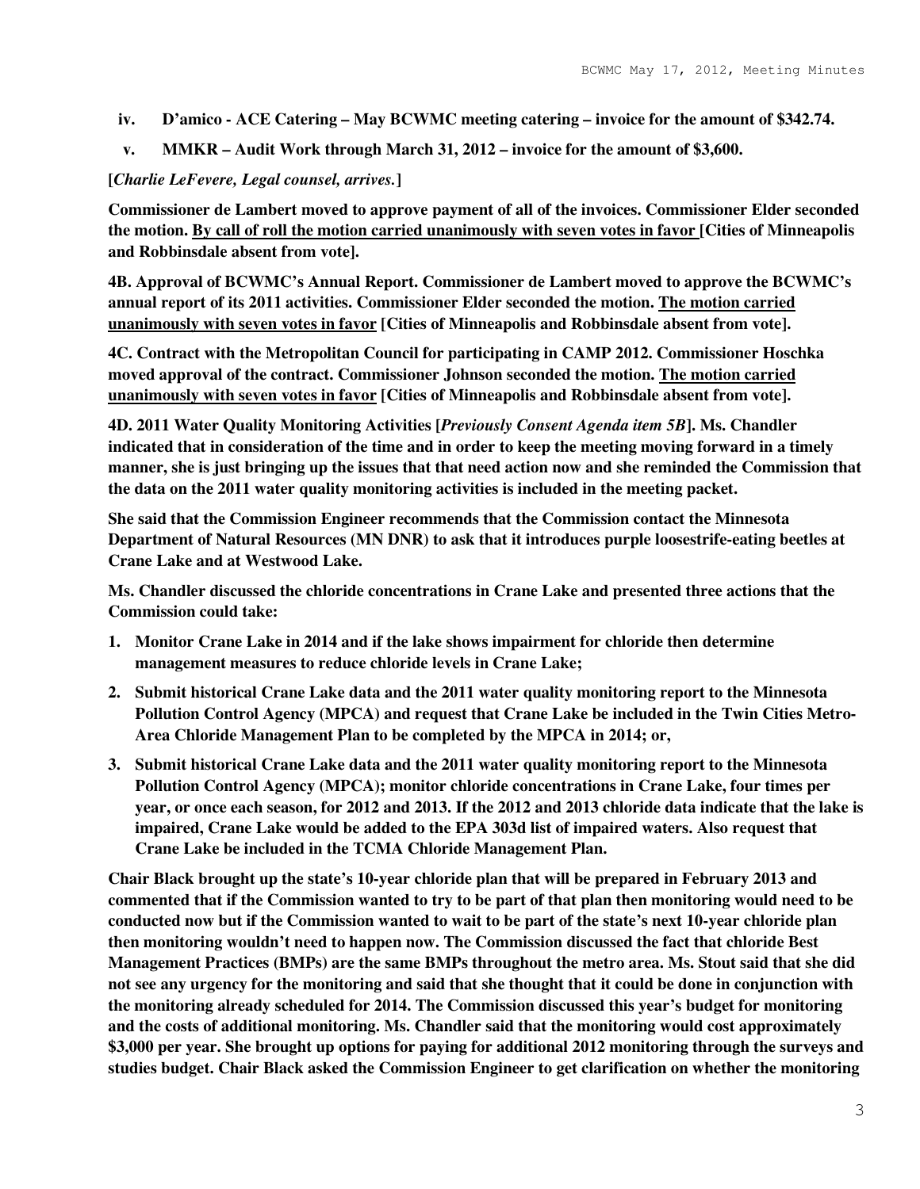**iv. D'amico - ACE Catering – May BCWMC meeting catering – invoice for the amount of $342.74.**

**v. MMKR – Audit Work through March 31, 2012 – invoice for the amount of $3,600.**

**[*Charlie LeFevere, Legal counsel, arrives.*]**

**Commissioner de Lambert moved to approve payment of all of the invoices. Commissioner Elder seconded the motion. <u>By call of roll the motion carried unanimously with seven votes in favor</u> [Cities of Minneapolis and Robbinsdale absent from vote].**

**4B. Approval of BCWMC's Annual Report. Commissioner de Lambert moved to approve the BCWMC's annual report of its 2011 activities. Commissioner Elder seconded the motion. <u>The motion carried unanimously with seven votes in favor</u> [Cities of Minneapolis and Robbinsdale absent from vote].**

**4C. Contract with the Metropolitan Council for participating in CAMP 2012. Commissioner Hoschka moved approval of the contract. Commissioner Johnson seconded the motion. <u>The motion carried unanimously with seven votes in favor</u> [Cities of Minneapolis and Robbinsdale absent from vote].**

**4D. 2011 Water Quality Monitoring Activities [*Previously Consent Agenda item 5B*]. Ms. Chandler indicated that in consideration of the time and in order to keep the meeting moving forward in a timely manner, she is just bringing up the issues that that need action now and she reminded the Commission that the data on the 2011 water quality monitoring activities is included in the meeting packet.**

**She said that the Commission Engineer recommends that the Commission contact the Minnesota Department of Natural Resources (MN DNR) to ask that it introduces purple loosestrife-eating beetles at Crane Lake and at Westwood Lake.**

**Ms. Chandler discussed the chloride concentrations in Crane Lake and presented three actions that the Commission could take:**

1. **Monitor Crane Lake in 2014 and if the lake shows impairment for chloride then determine management measures to reduce chloride levels in Crane Lake;**
2. **Submit historical Crane Lake data and the 2011 water quality monitoring report to the Minnesota Pollution Control Agency (MPCA) and request that Crane Lake be included in the Twin Cities Metro-Area Chloride Management Plan to be completed by the MPCA in 2014; or,**
3. **Submit historical Crane Lake data and the 2011 water quality monitoring report to the Minnesota Pollution Control Agency (MPCA); monitor chloride concentrations in Crane Lake, four times per year, or once each season, for 2012 and 2013. If the 2012 and 2013 chloride data indicate that the lake is impaired, Crane Lake would be added to the EPA 303d list of impaired waters. Also request that Crane Lake be included in the TCMA Chloride Management Plan.**

**Chair Black brought up the state's 10-year chloride plan that will be prepared in February 2013 and commented that if the Commission wanted to try to be part of that plan then monitoring would need to be conducted now but if the Commission wanted to wait to be part of the state's next 10-year chloride plan then monitoring wouldn't need to happen now. The Commission discussed the fact that chloride Best Management Practices (BMPs) are the same BMPs throughout the metro area. Ms. Stout said that she did not see any urgency for the monitoring and said that she thought that it could be done in conjunction with the monitoring already scheduled for 2014. The Commission discussed this year's budget for monitoring and the costs of additional monitoring. Ms. Chandler said that the monitoring would cost approximately $3,000 per year. She brought up options for paying for additional 2012 monitoring through the surveys and studies budget. Chair Black asked the Commission Engineer to get clarification on whether the monitoring**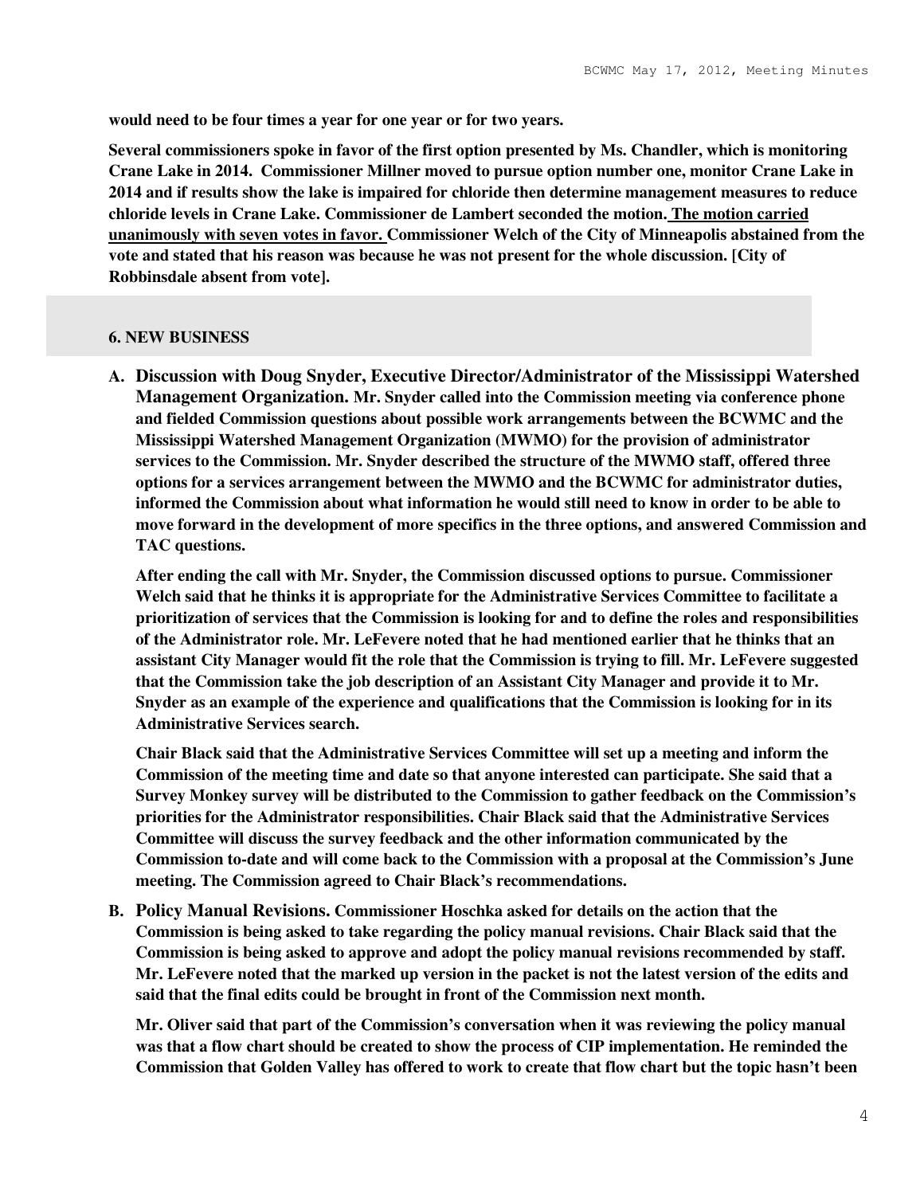**would need to be four times a year for one year or for two years.**

**Several commissioners spoke in favor of the first option presented by Ms. Chandler, which is monitoring Crane Lake in 2014. Commissioner Millner moved to pursue option number one, monitor Crane Lake in 2014 and if results show the lake is impaired for chloride then determine management measures to reduce chloride levels in Crane Lake. Commissioner de Lambert seconded the motion. <u>The motion carried unanimously with seven votes in favor.</u> Commissioner Welch of the City of Minneapolis abstained from the vote and stated that his reason was because he was not present for the whole discussion. [City of Robbinsdale absent from vote].**

## 6. NEW BUSINESS

**A. Discussion with Doug Snyder, Executive Director/Administrator of the Mississippi Watershed Management Organization. Mr. Snyder called into the Commission meeting via conference phone and fielded Commission questions about possible work arrangements between the BCWMC and the Mississippi Watershed Management Organization (MWMO) for the provision of administrator services to the Commission. Mr. Snyder described the structure of the MWMO staff, offered three options for a services arrangement between the MWMO and the BCWMC for administrator duties, informed the Commission about what information he would still need to know in order to be able to move forward in the development of more specifics in the three options, and answered Commission and TAC questions.**

**After ending the call with Mr. Snyder, the Commission discussed options to pursue. Commissioner Welch said that he thinks it is appropriate for the Administrative Services Committee to facilitate a prioritization of services that the Commission is looking for and to define the roles and responsibilities of the Administrator role. Mr. LeFevere noted that he had mentioned earlier that he thinks that an assistant City Manager would fit the role that the Commission is trying to fill. Mr. LeFevere suggested that the Commission take the job description of an Assistant City Manager and provide it to Mr. Snyder as an example of the experience and qualifications that the Commission is looking for in its Administrative Services search.**

**Chair Black said that the Administrative Services Committee will set up a meeting and inform the Commission of the meeting time and date so that anyone interested can participate. She said that a Survey Monkey survey will be distributed to the Commission to gather feedback on the Commission's priorities for the Administrator responsibilities. Chair Black said that the Administrative Services Committee will discuss the survey feedback and the other information communicated by the Commission to-date and will come back to the Commission with a proposal at the Commission's June meeting. The Commission agreed to Chair Black's recommendations.**

**B. Policy Manual Revisions. Commissioner Hoschka asked for details on the action that the Commission is being asked to take regarding the policy manual revisions. Chair Black said that the Commission is being asked to approve and adopt the policy manual revisions recommended by staff. Mr. LeFevere noted that the marked up version in the packet is not the latest version of the edits and said that the final edits could be brought in front of the Commission next month.**

**Mr. Oliver said that part of the Commission's conversation when it was reviewing the policy manual was that a flow chart should be created to show the process of CIP implementation. He reminded the Commission that Golden Valley has offered to work to create that flow chart but the topic hasn't been**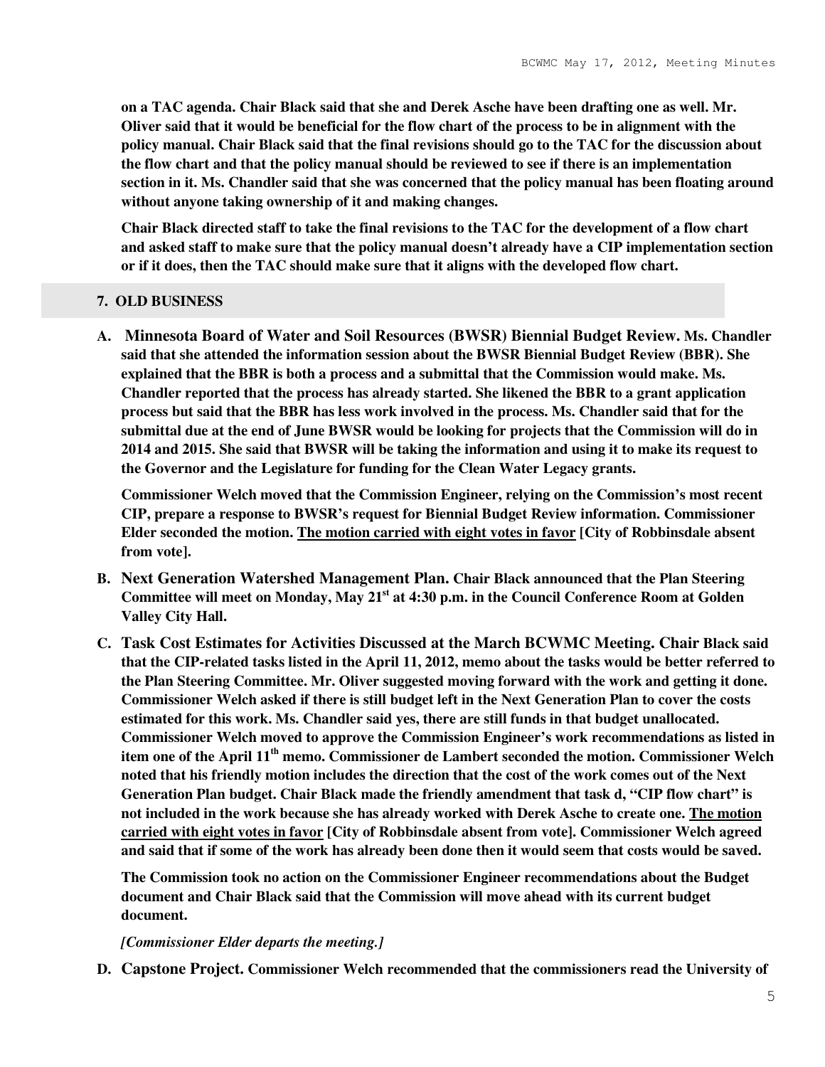**on a TAC agenda. Chair Black said that she and Derek Asche have been drafting one as well. Mr. Oliver said that it would be beneficial for the flow chart of the process to be in alignment with the policy manual. Chair Black said that the final revisions should go to the TAC for the discussion about the flow chart and that the policy manual should be reviewed to see if there is an implementation section in it. Ms. Chandler said that she was concerned that the policy manual has been floating around without anyone taking ownership of it and making changes.**

**Chair Black directed staff to take the final revisions to the TAC for the development of a flow chart and asked staff to make sure that the policy manual doesn't already have a CIP implementation section or if it does, then the TAC should make sure that it aligns with the developed flow chart.**

## 7. OLD BUSINESS

**A. Minnesota Board of Water and Soil Resources (BWSR) Biennial Budget Review. Ms. Chandler said that she attended the information session about the BWSR Biennial Budget Review (BBR). She explained that the BBR is both a process and a submittal that the Commission would make. Ms. Chandler reported that the process has already started. She likened the BBR to a grant application process but said that the BBR has less work involved in the process. Ms. Chandler said that for the submittal due at the end of June BWSR would be looking for projects that the Commission will do in 2014 and 2015. She said that BWSR will be taking the information and using it to make its request to the Governor and the Legislature for funding for the Clean Water Legacy grants.**

**Commissioner Welch moved that the Commission Engineer, relying on the Commission's most recent CIP, prepare a response to BWSR's request for Biennial Budget Review information. Commissioner Elder seconded the motion. <u>The motion carried with eight votes in favor</u> [City of Robbinsdale absent from vote].**

**B. Next Generation Watershed Management Plan. Chair Black announced that the Plan Steering Committee will meet on Monday, May 21st at 4:30 p.m. in the Council Conference Room at Golden Valley City Hall.**

**C. Task Cost Estimates for Activities Discussed at the March BCWMC Meeting. Chair Black said that the CIP-related tasks listed in the April 11, 2012, memo about the tasks would be better referred to the Plan Steering Committee. Mr. Oliver suggested moving forward with the work and getting it done. Commissioner Welch asked if there is still budget left in the Next Generation Plan to cover the costs estimated for this work. Ms. Chandler said yes, there are still funds in that budget unallocated. Commissioner Welch moved to approve the Commission Engineer's work recommendations as listed in item one of the April 11th memo. Commissioner de Lambert seconded the motion. Commissioner Welch noted that his friendly motion includes the direction that the cost of the work comes out of the Next Generation Plan budget. Chair Black made the friendly amendment that task d, "CIP flow chart" is not included in the work because she has already worked with Derek Asche to create one. <u>The motion carried with eight votes in favor</u> [City of Robbinsdale absent from vote]. Commissioner Welch agreed and said that if some of the work has already been done then it would seem that costs would be saved.**

**The Commission took no action on the Commissioner Engineer recommendations about the Budget document and Chair Black said that the Commission will move ahead with its current budget document.**

***[Commissioner Elder departs the meeting.]***

**D. Capstone Project. Commissioner Welch recommended that the commissioners read the University of**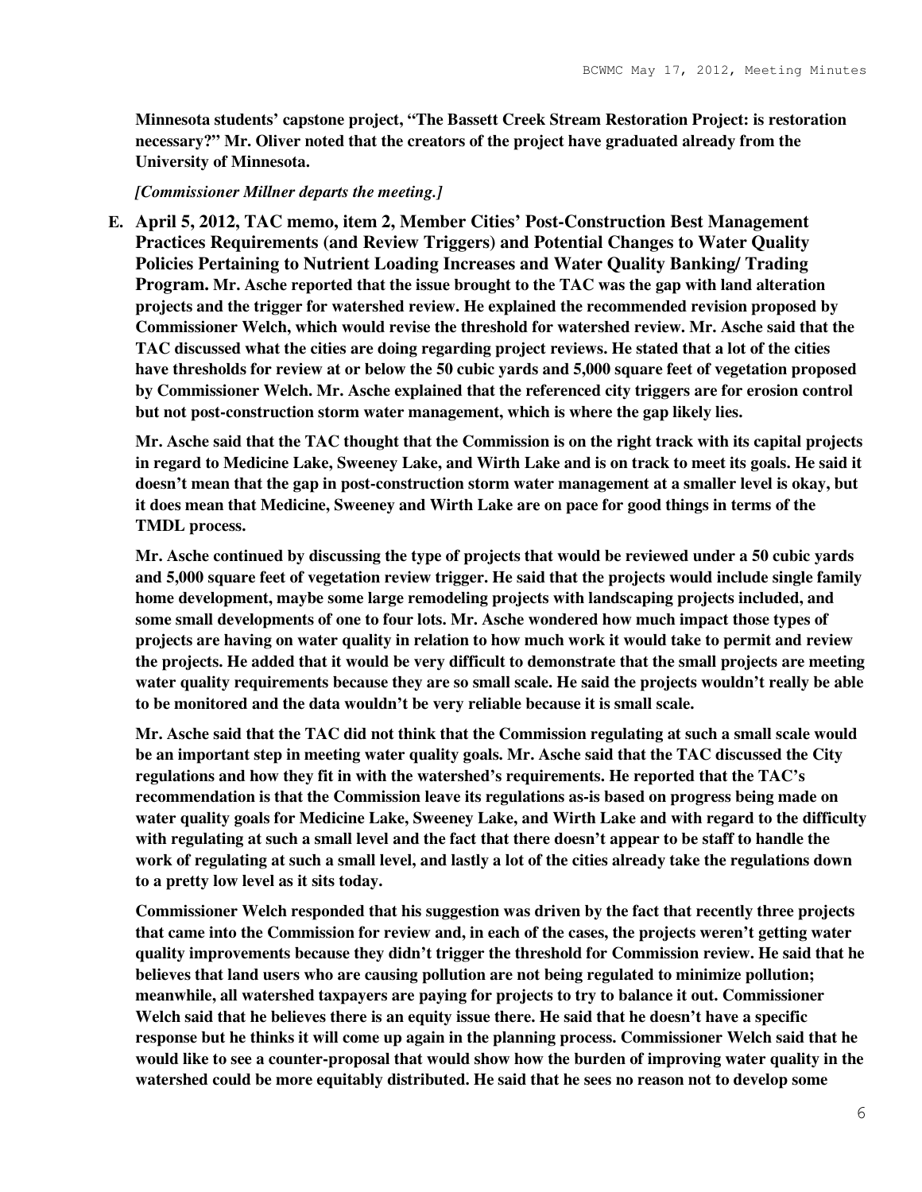**Minnesota students' capstone project, "The Bassett Creek Stream Restoration Project: is restoration necessary?" Mr. Oliver noted that the creators of the project have graduated already from the University of Minnesota.**

***[Commissioner Millner departs the meeting.]***

**E. April 5, 2012, TAC memo, item 2, Member Cities' Post-Construction Best Management Practices Requirements (and Review Triggers) and Potential Changes to Water Quality Policies Pertaining to Nutrient Loading Increases and Water Quality Banking/ Trading Program. Mr. Asche reported that the issue brought to the TAC was the gap with land alteration projects and the trigger for watershed review. He explained the recommended revision proposed by Commissioner Welch, which would revise the threshold for watershed review. Mr. Asche said that the TAC discussed what the cities are doing regarding project reviews. He stated that a lot of the cities have thresholds for review at or below the 50 cubic yards and 5,000 square feet of vegetation proposed by Commissioner Welch. Mr. Asche explained that the referenced city triggers are for erosion control but not post-construction storm water management, which is where the gap likely lies.**

**Mr. Asche said that the TAC thought that the Commission is on the right track with its capital projects in regard to Medicine Lake, Sweeney Lake, and Wirth Lake and is on track to meet its goals. He said it doesn't mean that the gap in post-construction storm water management at a smaller level is okay, but it does mean that Medicine, Sweeney and Wirth Lake are on pace for good things in terms of the TMDL process.**

**Mr. Asche continued by discussing the type of projects that would be reviewed under a 50 cubic yards and 5,000 square feet of vegetation review trigger. He said that the projects would include single family home development, maybe some large remodeling projects with landscaping projects included, and some small developments of one to four lots. Mr. Asche wondered how much impact those types of projects are having on water quality in relation to how much work it would take to permit and review the projects. He added that it would be very difficult to demonstrate that the small projects are meeting water quality requirements because they are so small scale. He said the projects wouldn't really be able to be monitored and the data wouldn't be very reliable because it is small scale.**

**Mr. Asche said that the TAC did not think that the Commission regulating at such a small scale would be an important step in meeting water quality goals. Mr. Asche said that the TAC discussed the City regulations and how they fit in with the watershed's requirements. He reported that the TAC's recommendation is that the Commission leave its regulations as-is based on progress being made on water quality goals for Medicine Lake, Sweeney Lake, and Wirth Lake and with regard to the difficulty with regulating at such a small level and the fact that there doesn't appear to be staff to handle the work of regulating at such a small level, and lastly a lot of the cities already take the regulations down to a pretty low level as it sits today.**

**Commissioner Welch responded that his suggestion was driven by the fact that recently three projects that came into the Commission for review and, in each of the cases, the projects weren't getting water quality improvements because they didn't trigger the threshold for Commission review. He said that he believes that land users who are causing pollution are not being regulated to minimize pollution; meanwhile, all watershed taxpayers are paying for projects to try to balance it out. Commissioner Welch said that he believes there is an equity issue there. He said that he doesn't have a specific response but he thinks it will come up again in the planning process. Commissioner Welch said that he would like to see a counter-proposal that would show how the burden of improving water quality in the watershed could be more equitably distributed. He said that he sees no reason not to develop some**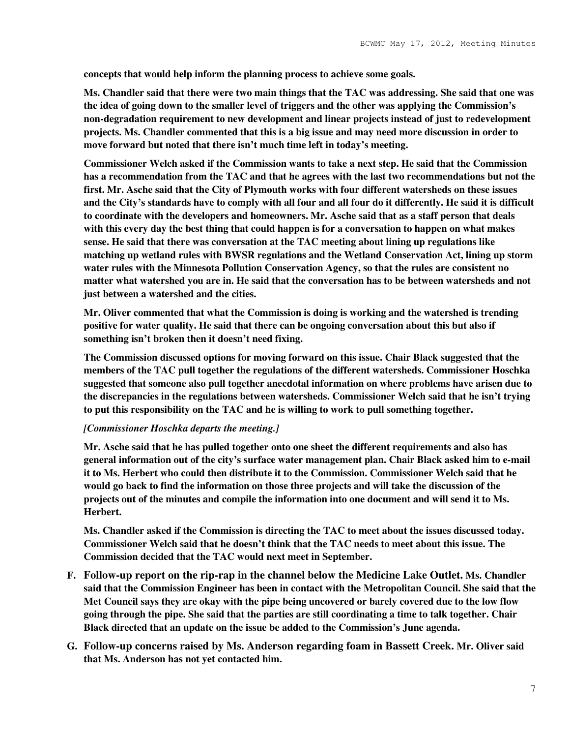**concepts that would help inform the planning process to achieve some goals.**

**Ms. Chandler said that there were two main things that the TAC was addressing. She said that one was the idea of going down to the smaller level of triggers and the other was applying the Commission's non-degradation requirement to new development and linear projects instead of just to redevelopment projects. Ms. Chandler commented that this is a big issue and may need more discussion in order to move forward but noted that there isn't much time left in today's meeting.**

**Commissioner Welch asked if the Commission wants to take a next step. He said that the Commission has a recommendation from the TAC and that he agrees with the last two recommendations but not the first. Mr. Asche said that the City of Plymouth works with four different watersheds on these issues and the City's standards have to comply with all four and all four do it differently. He said it is difficult to coordinate with the developers and homeowners. Mr. Asche said that as a staff person that deals with this every day the best thing that could happen is for a conversation to happen on what makes sense. He said that there was conversation at the TAC meeting about lining up regulations like matching up wetland rules with BWSR regulations and the Wetland Conservation Act, lining up storm water rules with the Minnesota Pollution Conservation Agency, so that the rules are consistent no matter what watershed you are in. He said that the conversation has to be between watersheds and not just between a watershed and the cities.**

**Mr. Oliver commented that what the Commission is doing is working and the watershed is trending positive for water quality. He said that there can be ongoing conversation about this but also if something isn't broken then it doesn't need fixing.**

**The Commission discussed options for moving forward on this issue. Chair Black suggested that the members of the TAC pull together the regulations of the different watersheds. Commissioner Hoschka suggested that someone also pull together anecdotal information on where problems have arisen due to the discrepancies in the regulations between watersheds. Commissioner Welch said that he isn't trying to put this responsibility on the TAC and he is willing to work to pull something together.**

***[Commissioner Hoschka departs the meeting.]***

**Mr. Asche said that he has pulled together onto one sheet the different requirements and also has general information out of the city's surface water management plan. Chair Black asked him to e-mail it to Ms. Herbert who could then distribute it to the Commission. Commissioner Welch said that he would go back to find the information on those three projects and will take the discussion of the projects out of the minutes and compile the information into one document and will send it to Ms. Herbert.**

**Ms. Chandler asked if the Commission is directing the TAC to meet about the issues discussed today. Commissioner Welch said that he doesn't think that the TAC needs to meet about this issue. The Commission decided that the TAC would next meet in September.**

**F. Follow-up report on the rip-rap in the channel below the Medicine Lake Outlet.** **Ms. Chandler said that the Commission Engineer has been in contact with the Metropolitan Council. She said that the Met Council says they are okay with the pipe being uncovered or barely covered due to the low flow going through the pipe. She said that the parties are still coordinating a time to talk together. Chair Black directed that an update on the issue be added to the Commission's June agenda.**

**G. Follow-up concerns raised by Ms. Anderson regarding foam in Bassett Creek.** **Mr. Oliver said that Ms. Anderson has not yet contacted him.**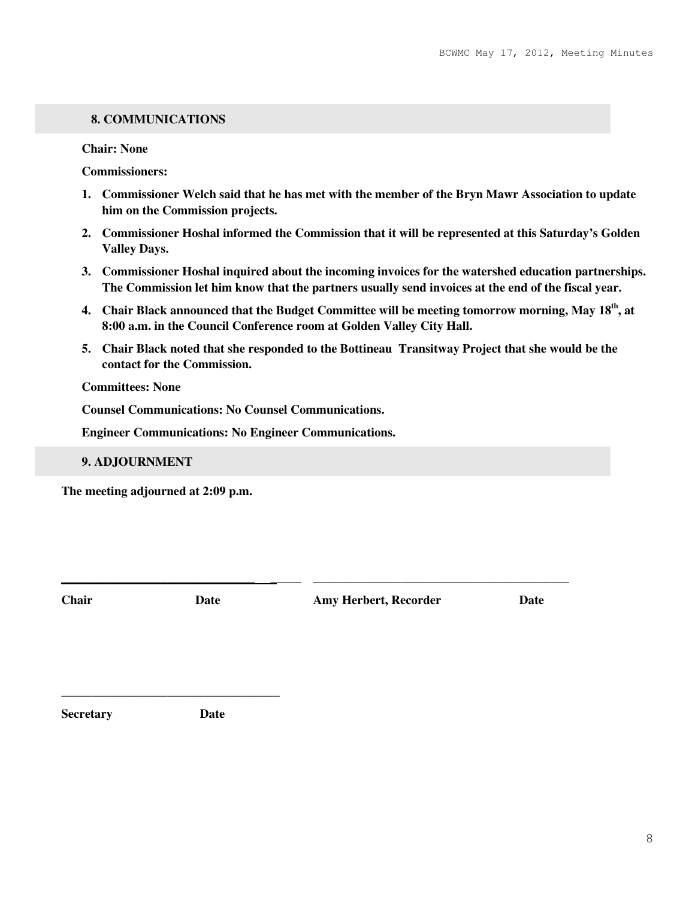## 8. COMMUNICATIONS

**Chair: None**

**Commissioners:**

1. **Commissioner Welch said that he has met with the member of the Bryn Mawr Association to update him on the Commission projects.**
2. **Commissioner Hoshal informed the Commission that it will be represented at this Saturday's Golden Valley Days.**
3. **Commissioner Hoshal inquired about the incoming invoices for the watershed education partnerships. The Commission let him know that the partners usually send invoices at the end of the fiscal year.**
4. **Chair Black announced that the Budget Committee will be meeting tomorrow morning, May 18th, at 8:00 a.m. in the Council Conference room at Golden Valley City Hall.**
5. **Chair Black noted that she responded to the Bottineau Transitway Project that she would be the contact for the Commission.**

**Committees: None**

**Counsel Communications: No Counsel Communications.**

**Engineer Communications: No Engineer Communications.**

## 9. ADJOURNMENT

**The meeting adjourned at 2:09 p.m.**

_______________________________________ _______________________________________

**Chair** **Date** **Amy Herbert, Recorder** **Date**

_______________________________________

**Secretary** **Date**